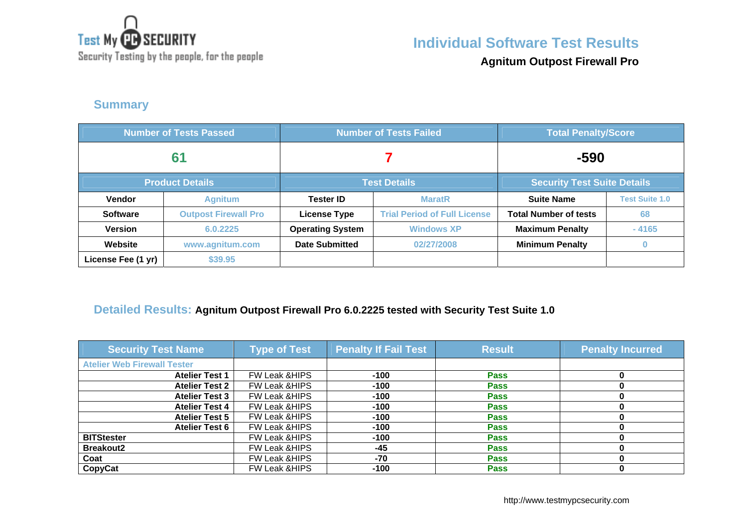Test My PC SECURITY
Security Testing by the people, for the people

# Individual Software Test Results

**Agnitum Outpost Firewall Pro**

## Summary

| Number of Tests Passed | | Number of Tests Failed | | Total Penalty/Score | |
|---|---|---|---|---|---|
| 61 | | 7 | | -590 | |
| **Product Details** | | **Test Details** | | **Security Test Suite Details** | |
| **Vendor** | Agnitum | **Tester ID** | MaratR | **Suite Name** | Test Suite 1.0 |
| **Software** | Outpost Firewall Pro | **License Type** | Trial Period of Full License | **Total Number of tests** | 68 |
| **Version** | 6.0.2225 | **Operating System** | Windows XP | **Maximum Penalty** | - 4165 |
| **Website** | www.agnitum.com | **Date Submitted** | 02/27/2008 | **Minimum Penalty** | 0 |
| **License Fee (1 yr)** | $39.95 | | | | |

## Detailed Results: **Agnitum Outpost Firewall Pro 6.0.2225 tested with Security Test Suite 1.0**

| Security Test Name | Type of Test | Penalty If Fail Test | Result | Penalty Incurred |
|---|---|---|---|---|
| Atelier Web Firewall Tester | | | | |
| **Atelier Test 1** | FW Leak &HIPS | -100 | Pass | 0 |
| **Atelier Test 2** | FW Leak &HIPS | -100 | Pass | 0 |
| **Atelier Test 3** | FW Leak &HIPS | -100 | Pass | 0 |
| **Atelier Test 4** | FW Leak &HIPS | -100 | Pass | 0 |
| **Atelier Test 5** | FW Leak &HIPS | -100 | Pass | 0 |
| **Atelier Test 6** | FW Leak &HIPS | -100 | Pass | 0 |
| **BITStester** | FW Leak &HIPS | -100 | Pass | 0 |
| **Breakout2** | FW Leak &HIPS | -45 | Pass | 0 |
| **Coat** | FW Leak &HIPS | -70 | Pass | 0 |
| **CopyCat** | FW Leak &HIPS | -100 | Pass | 0 |

http://www.testmypcsecurity.com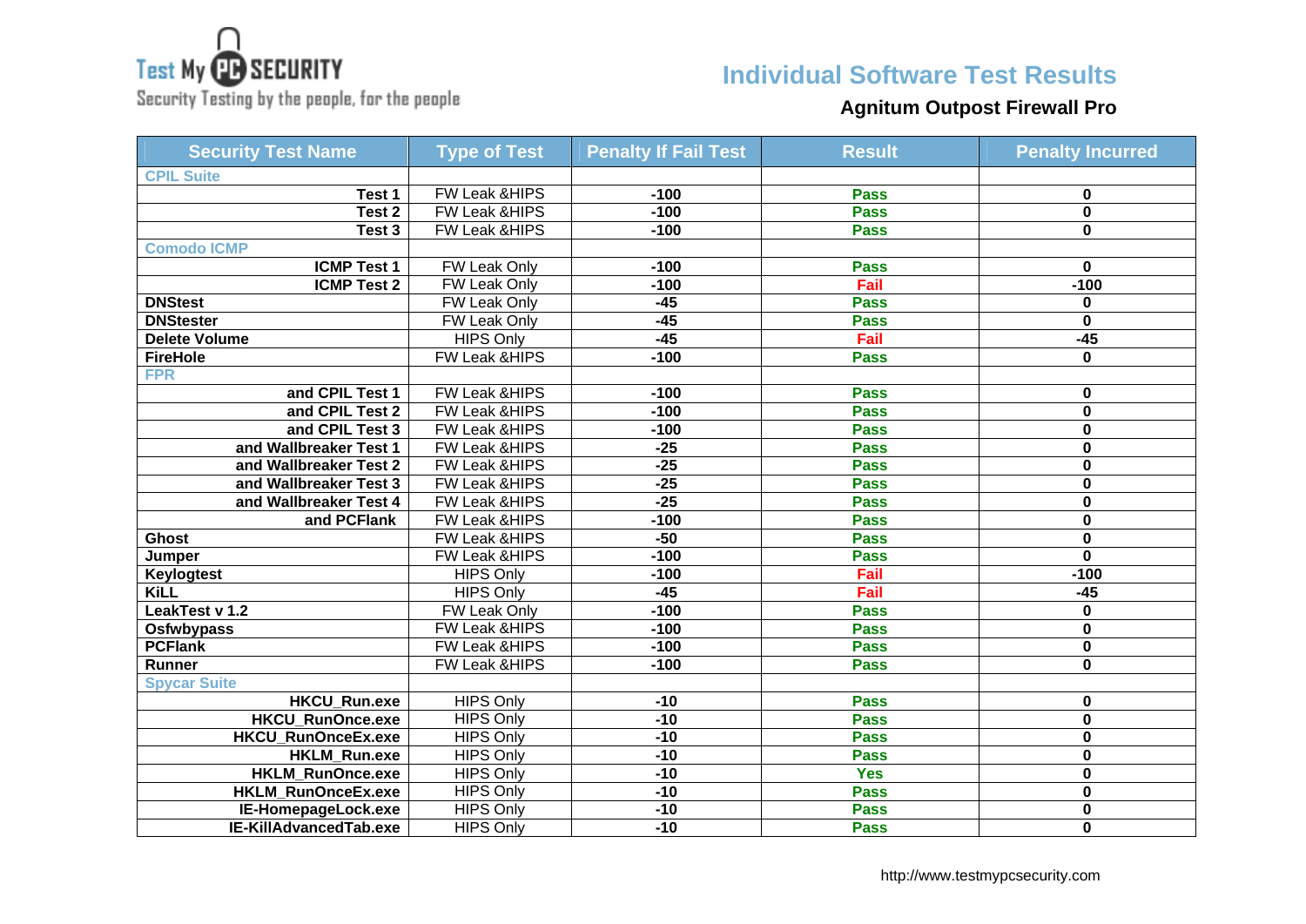# Individual Software Test Results

### Agnitum Outpost Firewall Pro

| Security Test Name | Type of Test | Penalty If Fail Test | Result | Penalty Incurred |
|---|---|---|---|---|
| CPIL Suite | | | | |
| Test 1 | FW Leak &HIPS | -100 | Pass | 0 |
| Test 2 | FW Leak &HIPS | -100 | Pass | 0 |
| Test 3 | FW Leak &HIPS | -100 | Pass | 0 |
| Comodo ICMP | | | | |
| ICMP Test 1 | FW Leak Only | -100 | Pass | 0 |
| ICMP Test 2 | FW Leak Only | -100 | Fail | -100 |
| DNStest | FW Leak Only | -45 | Pass | 0 |
| DNStester | FW Leak Only | -45 | Pass | 0 |
| Delete Volume | HIPS Only | -45 | Fail | -45 |
| FireHole | FW Leak &HIPS | -100 | Pass | 0 |
| FPR | | | | |
| and CPIL Test 1 | FW Leak &HIPS | -100 | Pass | 0 |
| and CPIL Test 2 | FW Leak &HIPS | -100 | Pass | 0 |
| and CPIL Test 3 | FW Leak &HIPS | -100 | Pass | 0 |
| and Wallbreaker Test 1 | FW Leak &HIPS | -25 | Pass | 0 |
| and Wallbreaker Test 2 | FW Leak &HIPS | -25 | Pass | 0 |
| and Wallbreaker Test 3 | FW Leak &HIPS | -25 | Pass | 0 |
| and Wallbreaker Test 4 | FW Leak &HIPS | -25 | Pass | 0 |
| and PCFlank | FW Leak &HIPS | -100 | Pass | 0 |
| Ghost | FW Leak &HIPS | -50 | Pass | 0 |
| Jumper | FW Leak &HIPS | -100 | Pass | 0 |
| Keylogtest | HIPS Only | -100 | Fail | -100 |
| KiLL | HIPS Only | -45 | Fail | -45 |
| LeakTest v 1.2 | FW Leak Only | -100 | Pass | 0 |
| Osfwbypass | FW Leak &HIPS | -100 | Pass | 0 |
| PCFlank | FW Leak &HIPS | -100 | Pass | 0 |
| Runner | FW Leak &HIPS | -100 | Pass | 0 |
| Spycar Suite | | | | |
| HKCU_Run.exe | HIPS Only | -10 | Pass | 0 |
| HKCU_RunOnce.exe | HIPS Only | -10 | Pass | 0 |
| HKCU_RunOnceEx.exe | HIPS Only | -10 | Pass | 0 |
| HKLM_Run.exe | HIPS Only | -10 | Pass | 0 |
| HKLM_RunOnce.exe | HIPS Only | -10 | Yes | 0 |
| HKLM_RunOnceEx.exe | HIPS Only | -10 | Pass | 0 |
| IE-HomepageLock.exe | HIPS Only | -10 | Pass | 0 |
| IE-KillAdvancedTab.exe | HIPS Only | -10 | Pass | 0 |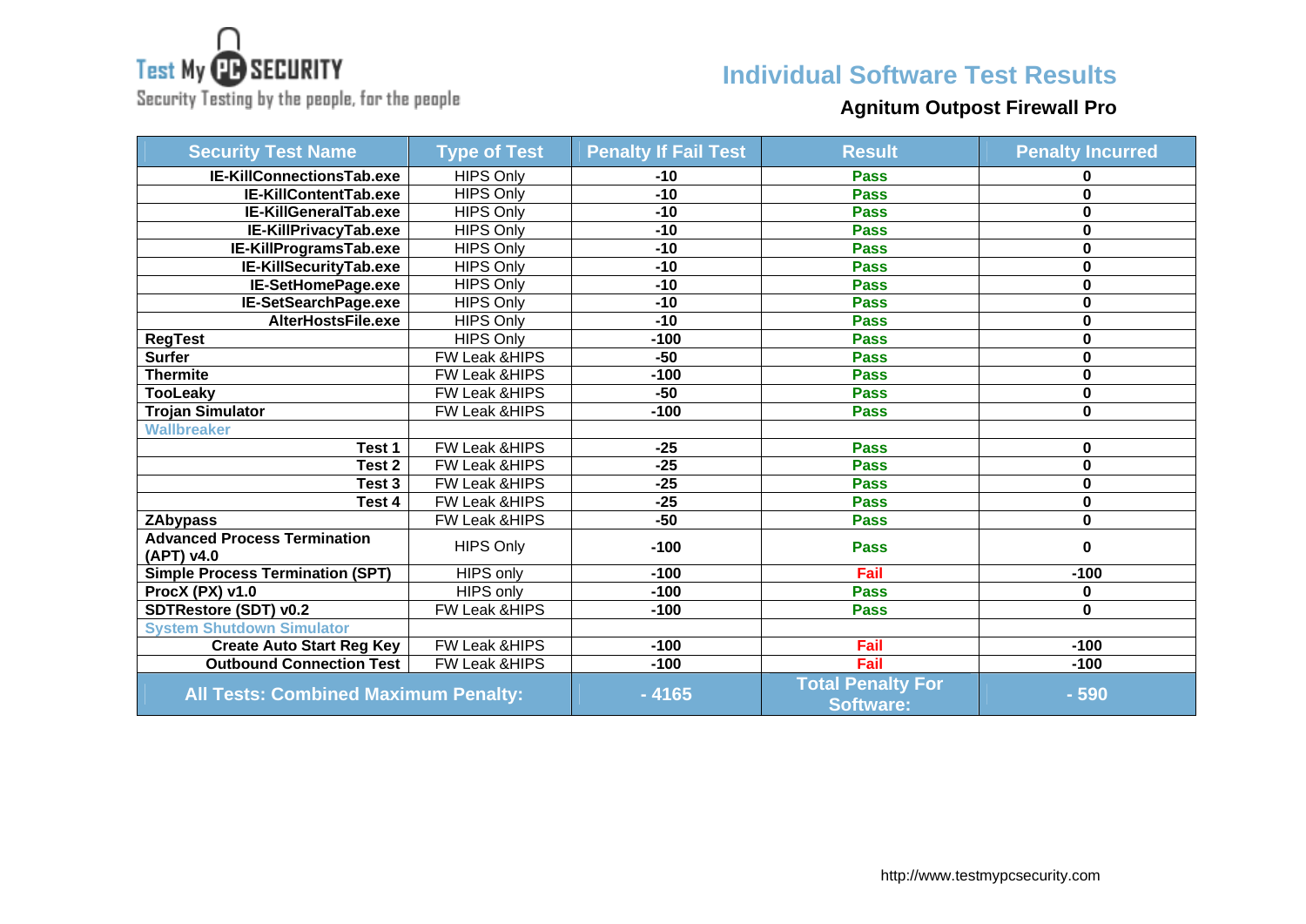Test My PC SECURITY
Security Testing by the people, for the people

# Individual Software Test Results

## Agnitum Outpost Firewall Pro

| Security Test Name | Type of Test | Penalty If Fail Test | Result | Penalty Incurred |
|---|---|---|---|---|
| IE-KillConnectionsTab.exe | HIPS Only | -10 | Pass | 0 |
| IE-KillContentTab.exe | HIPS Only | -10 | Pass | 0 |
| IE-KillGeneralTab.exe | HIPS Only | -10 | Pass | 0 |
| IE-KillPrivacyTab.exe | HIPS Only | -10 | Pass | 0 |
| IE-KillProgramsTab.exe | HIPS Only | -10 | Pass | 0 |
| IE-KillSecurityTab.exe | HIPS Only | -10 | Pass | 0 |
| IE-SetHomePage.exe | HIPS Only | -10 | Pass | 0 |
| IE-SetSearchPage.exe | HIPS Only | -10 | Pass | 0 |
| AlterHostsFile.exe | HIPS Only | -10 | Pass | 0 |
| RegTest | HIPS Only | -100 | Pass | 0 |
| Surfer | FW Leak &HIPS | -50 | Pass | 0 |
| Thermite | FW Leak &HIPS | -100 | Pass | 0 |
| TooLeaky | FW Leak &HIPS | -50 | Pass | 0 |
| Trojan Simulator | FW Leak &HIPS | -100 | Pass | 0 |
| Wallbreaker | | | | |
| Test 1 | FW Leak &HIPS | -25 | Pass | 0 |
| Test 2 | FW Leak &HIPS | -25 | Pass | 0 |
| Test 3 | FW Leak &HIPS | -25 | Pass | 0 |
| Test 4 | FW Leak &HIPS | -25 | Pass | 0 |
| ZAbypass | FW Leak &HIPS | -50 | Pass | 0 |
| Advanced Process Termination (APT) v4.0 | HIPS Only | -100 | Pass | 0 |
| Simple Process Termination (SPT) | HIPS only | -100 | Fail | -100 |
| ProcX (PX) v1.0 | HIPS only | -100 | Pass | 0 |
| SDTRestore (SDT) v0.2 | FW Leak &HIPS | -100 | Pass | 0 |
| System Shutdown Simulator | | | | |
| Create Auto Start Reg Key | FW Leak &HIPS | -100 | Fail | -100 |
| Outbound Connection Test | FW Leak &HIPS | -100 | Fail | -100 |
| All Tests: Combined Maximum Penalty: | | - 4165 | Total Penalty For Software: | - 590 |

http://www.testmypcsecurity.com